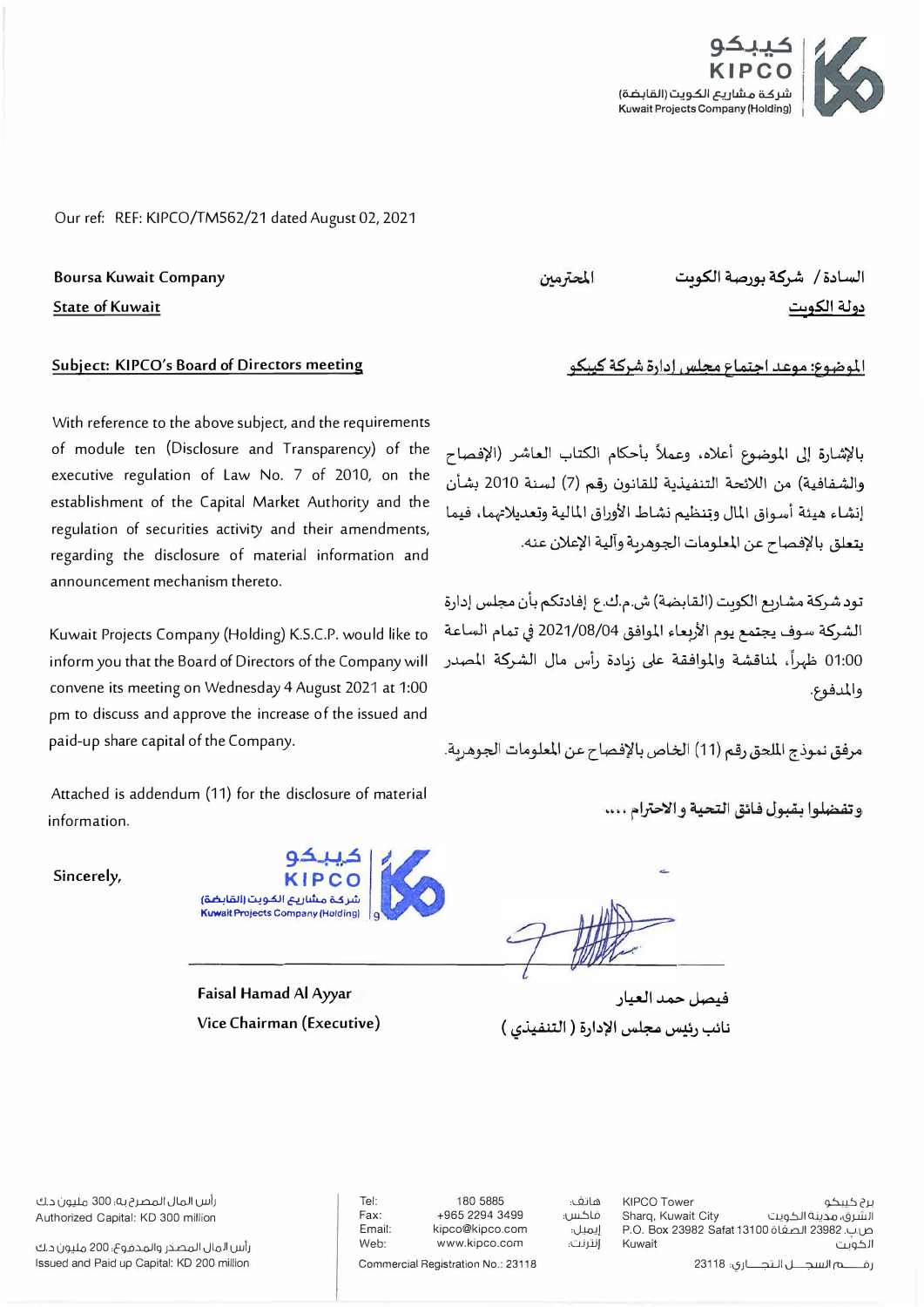كيبكو
KIPCO
شركة مشاريع الكويت (القابضة)
Kuwait Projects Company (Holding)

Our ref: REF: KIPCO/TM562/21 dated August 02, 2021

**Boursa Kuwait Company**

**State of Kuwait**

**Subject: KIPCO's Board of Directors meeting**

With reference to the above subject, and the requirements of module ten (Disclosure and Transparency) of the executive regulation of Law No. 7 of 2010, on the establishment of the Capital Market Authority and the regulation of securities activity and their amendments, regarding the disclosure of material information and announcement mechanism thereto.

Kuwait Projects Company (Holding) K.S.C.P. would like to inform you that the Board of Directors of the Company will convene its meeting on Wednesday 4 August 2021 at 1:00 pm to discuss and approve the increase of the issued and paid-up share capital of the Company.

Attached is addendum (11) for the disclosure of material information.

**Sincerely,**

**Faisal Hamad Al Ayyar**

**Vice Chairman (Executive)**

**السادة / شركة بورصة الكويت** **المحترمين**

**دولة الكويت**

**الموضوع: موعد اجتماع مجلس إدارة شركة كيبكو**

بالإشارة إلى الموضوع أعلاه، وعملاً بأحكام الكتاب العاشر (الإفصاح والشفافية) من اللائحة التنفيذية للقانون رقم (7) لسنة 2010 بشأن إنشاء هيئة أسواق المال وتنظيم نشاط الأوراق المالية وتعديلاتهما، فيما يتعلق بالإفصاح عن المعلومات الجوهرية وآلية الإعلان عنه.

تود شركة مشاريع الكويت (القابضة) ش.م.ك.ع إفادتكم بأن مجلس إدارة الشركة سوف يجتمع يوم الأربعاء الموافق 2021/08/04 في تمام الساعة 01:00 ظهراً، لمناقشة والموافقة على زيادة رأس مال الشركة المصدر والمدفوع.

مرفق نموذج الملحق رقم (11) الخاص بالإفصاح عن المعلومات الجوهرية.

**وتفضلوا بقبول فائق التحية و الاحترام ،،،،**

**فيصل حمد العيار**

**نائب رئيس مجلس الإدارة ( التنفيذي )**

رأس المال المصرح به: 300 مليون د.ك
Authorized Capital: KD 300 million

رأس المال المصدر والمدفوع: 200 مليون د.ك
Issued and Paid up Capital: KD 200 million

| | | |
|---|---|---|
| Tel: | 180 5885 | هاتف: |
| Fax: | +965 2294 3499 | فاكس: |
| Email: | kipco@kipco.com | إيميل: |
| Web: | www.kipco.com | إنترنت: |

Commercial Registration No.: 23118

KIPCO Tower
Sharq, Kuwait City
P.O. Box 23982 Safat 13100
Kuwait

برج كيبكو
الشرق، مدينة الكويت
ص.ب. 23982 الصفاة 13100
الكويت
رقم السجل التجاري: 23118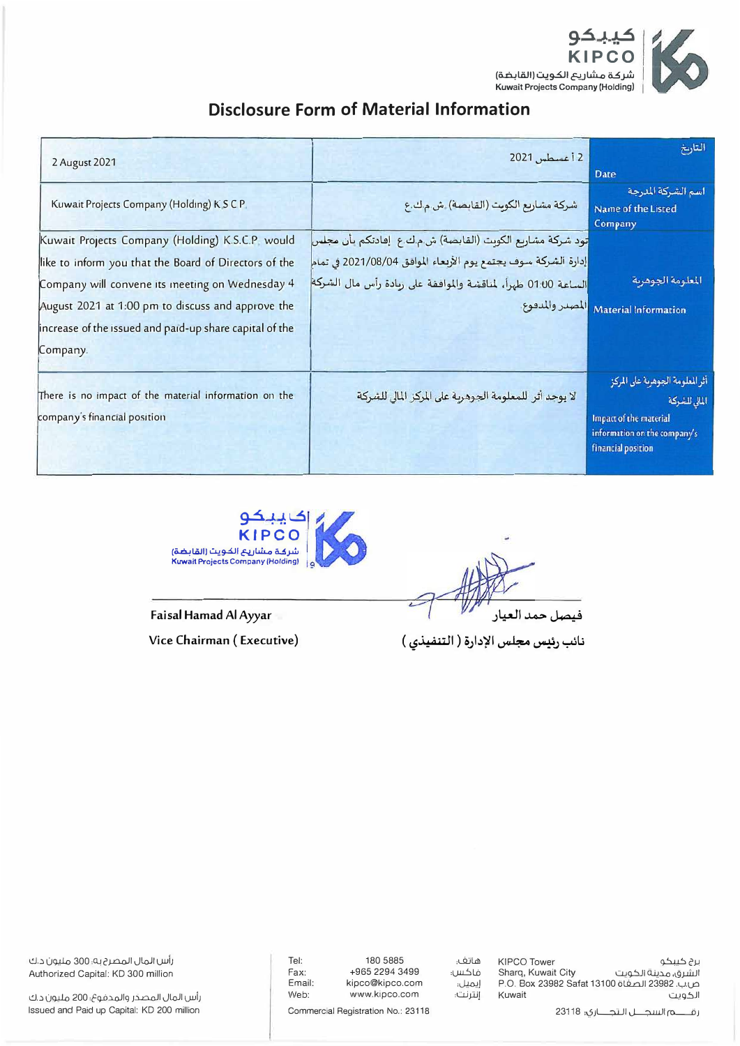# Disclosure Form of Material Information

| | | |
|---|---|---|
| 2 August 2021 | 2 أغسطس 2021 | التاريخ<br>Date |
| Kuwait Projects Company (Holding) K.S.C.P. | شركة مشاريع الكويت (القابضة) ش.م.ك.ع | اسم الشركة المدرجة<br>Name of the Listed Company |
| Kuwait Projects Company (Holding) K.S.C.P. would like to inform you that the Board of Directors of the Company will convene its meeting on Wednesday 4 August 2021 at 1:00 pm to discuss and approve the increase of the issued and paid-up share capital of the Company. | تود شركة مشاريع الكويت (القابضة) ش.م.ك.ع إفادتكم بأن مجلس إدارة الشركة سوف يجتمع يوم الأربعاء الموافق 2021/08/04 في تمام الساعة 01:00 ظهراً، لمناقشة والموافقة على زيادة رأس مال الشركة المصدر والمدفوع | المعلومة الجوهرية<br>Material Information |
| There is no impact of the material information on the company's financial position | لا يوجد أثر للمعلومة الجوهرية على المركز المالي للشركة | أثر المعلومة الجوهرية على المركز المالي للشركة<br>Impact of the material information on the company's financial position |

Faisal Hamad Al Ayyar

Vice Chairman ( Executive)

فيصل حمد العيار

نائب رئيس مجلس الإدارة ( التنفيذي )